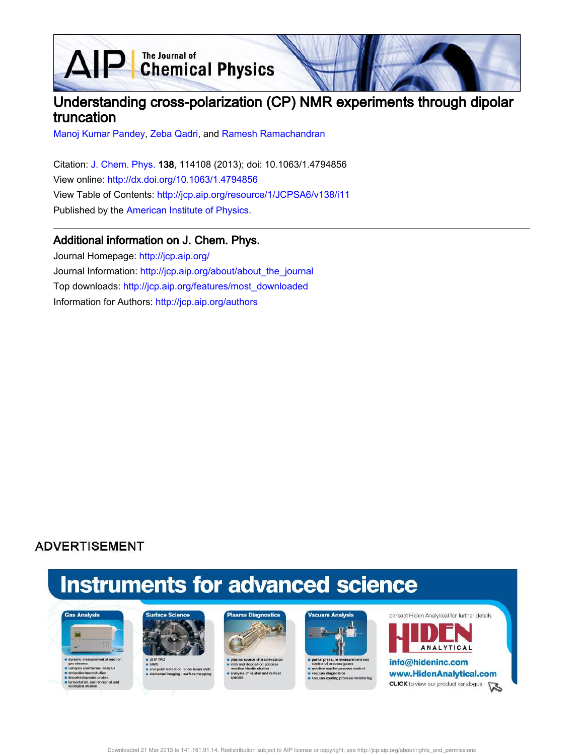# Understanding cross-polarization (CP) NMR experiments through dipolar truncation

Manoj Kumar Pandey, Zeba Qadri, and Ramesh Ramachandran

Citation: J. Chem. Phys. **138**, 114108 (2013); doi: 10.1063/1.4794856

View online: http://dx.doi.org/10.1063/1.4794856

View Table of Contents: http://jcp.aip.org/resource/1/JCPSA6/v138/i11

Published by the American Institute of Physics.

## Additional information on J. Chem. Phys.

Journal Homepage: http://jcp.aip.org/

Journal Information: http://jcp.aip.org/about/about_the_journal

Top downloads: http://jcp.aip.org/features/most_downloaded

Information for Authors: http://jcp.aip.org/authors

ADVERTISEMENT

Downloaded 21 Mar 2013 to 141.161.91.14. Redistribution subject to AIP license or copyright; see http://jcp.aip.org/about/rights_and_permissions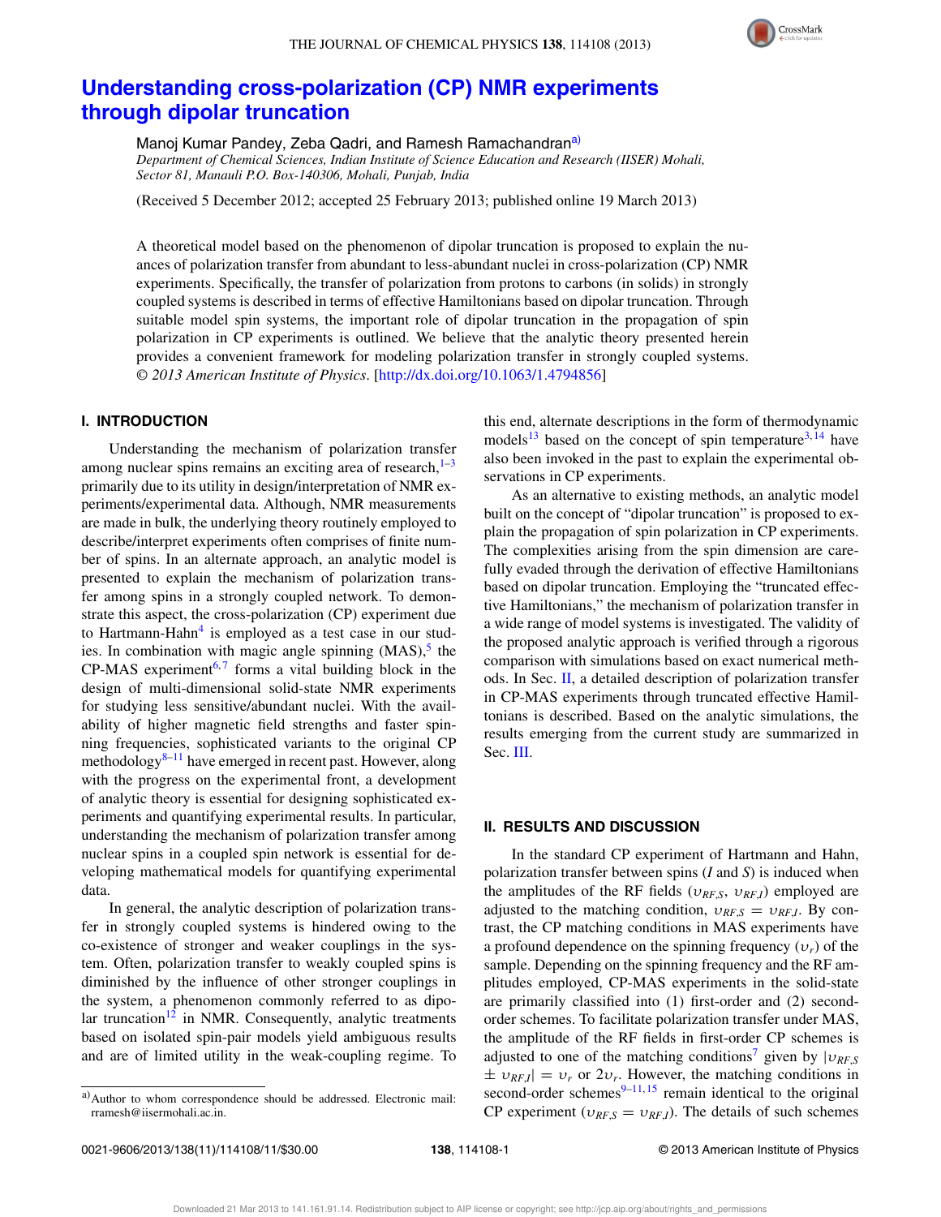# Understanding cross-polarization (CP) NMR experiments through dipolar truncation

Manoj Kumar Pandey, Zeba Qadri, and Ramesh Ramachandran[a)]

*Department of Chemical Sciences, Indian Institute of Science Education and Research (IISER) Mohali, Sector 81, Manauli P.O. Box-140306, Mohali, Punjab, India*

(Received 5 December 2012; accepted 25 February 2013; published online 19 March 2013)

A theoretical model based on the phenomenon of dipolar truncation is proposed to explain the nuances of polarization transfer from abundant to less-abundant nuclei in cross-polarization (CP) NMR experiments. Specifically, the transfer of polarization from protons to carbons (in solids) in strongly coupled systems is described in terms of effective Hamiltonians based on dipolar truncation. Through suitable model spin systems, the important role of dipolar truncation in the propagation of spin polarization in CP experiments is outlined. We believe that the analytic theory presented herein provides a convenient framework for modeling polarization transfer in strongly coupled systems. © *2013 American Institute of Physics*. [http://dx.doi.org/10.1063/1.4794856]

## I. INTRODUCTION

Understanding the mechanism of polarization transfer among nuclear spins remains an exciting area of research,[1–3] primarily due to its utility in design/interpretation of NMR experiments/experimental data. Although, NMR measurements are made in bulk, the underlying theory routinely employed to describe/interpret experiments often comprises of finite number of spins. In an alternate approach, an analytic model is presented to explain the mechanism of polarization transfer among spins in a strongly coupled network. To demonstrate this aspect, the cross-polarization (CP) experiment due to Hartmann-Hahn[4] is employed as a test case in our studies. In combination with magic angle spinning (MAS),[5] the CP-MAS experiment[6,7] forms a vital building block in the design of multi-dimensional solid-state NMR experiments for studying less sensitive/abundant nuclei. With the availability of higher magnetic field strengths and faster spinning frequencies, sophisticated variants to the original CP methodology[8–11] have emerged in recent past. However, along with the progress on the experimental front, a development of analytic theory is essential for designing sophisticated experiments and quantifying experimental results. In particular, understanding the mechanism of polarization transfer among nuclear spins in a coupled spin network is essential for developing mathematical models for quantifying experimental data.

In general, the analytic description of polarization transfer in strongly coupled systems is hindered owing to the co-existence of stronger and weaker couplings in the system. Often, polarization transfer to weakly coupled spins is diminished by the influence of other stronger couplings in the system, a phenomenon commonly referred to as dipolar truncation[12] in NMR. Consequently, analytic treatments based on isolated spin-pair models yield ambiguous results and are of limited utility in the weak-coupling regime. To this end, alternate descriptions in the form of thermodynamic models[13] based on the concept of spin temperature[3,14] have also been invoked in the past to explain the experimental observations in CP experiments.

As an alternative to existing methods, an analytic model built on the concept of "dipolar truncation" is proposed to explain the propagation of spin polarization in CP experiments. The complexities arising from the spin dimension are carefully evaded through the derivation of effective Hamiltonians based on dipolar truncation. Employing the "truncated effective Hamiltonians," the mechanism of polarization transfer in a wide range of model systems is investigated. The validity of the proposed analytic approach is verified through a rigorous comparison with simulations based on exact numerical methods. In Sec. II, a detailed description of polarization transfer in CP-MAS experiments through truncated effective Hamiltonians is described. Based on the analytic simulations, the results emerging from the current study are summarized in Sec. III.

## II. RESULTS AND DISCUSSION

In the standard CP experiment of Hartmann and Hahn, polarization transfer between spins ($I$ and $S$) is induced when the amplitudes of the RF fields ($\upsilon_{RF,S}$, $\upsilon_{RF,I}$) employed are adjusted to the matching condition, $\upsilon_{RF,S} = \upsilon_{RF,I}$. By contrast, the CP matching conditions in MAS experiments have a profound dependence on the spinning frequency ($\upsilon_r$) of the sample. Depending on the spinning frequency and the RF amplitudes employed, CP-MAS experiments in the solid-state are primarily classified into (1) first-order and (2) second-order schemes. To facilitate polarization transfer under MAS, the amplitude of the RF fields in first-order CP schemes is adjusted to one of the matching conditions[7] given by $|\upsilon_{RF,S} \pm \upsilon_{RF,I}| = \upsilon_r$ or $2\upsilon_r$. However, the matching conditions in second-order schemes[9–11,15] remain identical to the original CP experiment ($\upsilon_{RF,S} = \upsilon_{RF,I}$). The details of such schemes

---
a) Author to whom correspondence should be addressed. Electronic mail: rramesh@iisermohali.ac.in.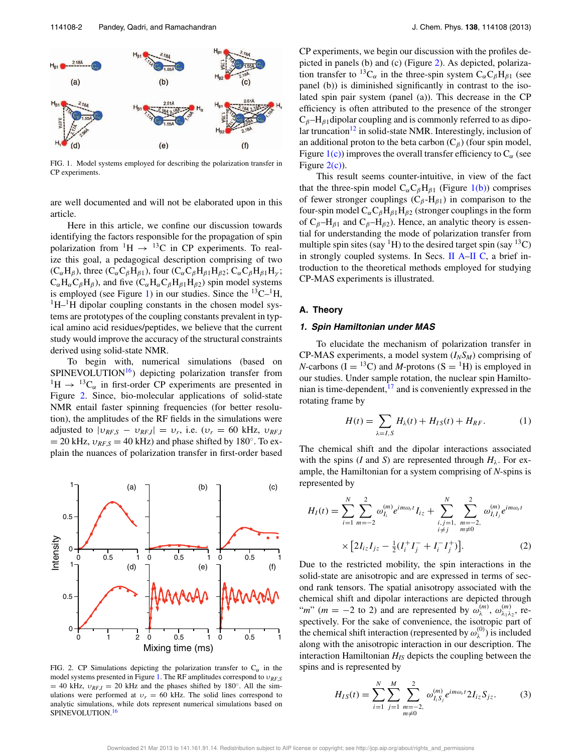FIG. 1. Model systems employed for describing the polarization transfer in CP experiments.

are well documented and will not be elaborated upon in this article.

Here in this article, we confine our discussion towards identifying the factors responsible for the propagation of spin polarization from $^1$H $\rightarrow$ $^{13}$C in CP experiments. To realize this goal, a pedagogical description comprising of two ($C_\alpha H_\beta$), three ($C_\alpha C_\beta H_{\beta1}$), four ($C_\alpha C_\beta H_{\beta1} H_{\beta2}$; $C_\alpha C_\beta H_{\beta1} H_\gamma$; $C_\alpha H_\alpha C_\beta H_\beta$), and five ($C_\alpha H_\alpha C_\beta H_{\beta1} H_{\beta2}$) spin model systems is employed (see Figure 1) in our studies. Since the $^{13}$C–$^1$H, $^1$H–$^1$H dipolar coupling constants in the chosen model systems are prototypes of the coupling constants prevalent in typical amino acid residues/peptides, we believe that the current study would improve the accuracy of the structural constraints derived using solid-state NMR.

To begin with, numerical simulations (based on SPINEVOLUTION[16]) depicting polarization transfer from $^1$H $\rightarrow$ $^{13}C_\alpha$ in first-order CP experiments are presented in Figure 2. Since, bio-molecular applications of solid-state NMR entail faster spinning frequencies (for better resolution), the amplitudes of the RF fields in the simulations were adjusted to $|\upsilon_{RF,S} - \upsilon_{RF,I}| = \upsilon_r$, i.e. ($\upsilon_r$ = 60 kHz, $\upsilon_{RF,I}$ = 20 kHz, $\upsilon_{RF,S}$ = 40 kHz) and phase shifted by 180°. To explain the nuances of polarization transfer in first-order based

FIG. 2. CP Simulations depicting the polarization transfer to $C_\alpha$ in the model systems presented in Figure 1. The RF amplitudes correspond to $\upsilon_{RF,S}$ = 40 kHz, $\upsilon_{RF,I}$ = 20 kHz and the phases shifted by 180°. All the simulations were performed at $\upsilon_r$ = 60 kHz. The solid lines correspond to analytic simulations, while dots represent numerical simulations based on SPINEVOLUTION.[16]

CP experiments, we begin our discussion with the profiles depicted in panels (b) and (c) (Figure 2). As depicted, polarization transfer to $^{13}C_\alpha$ in the three-spin system $C_\alpha C_\beta H_{\beta1}$ (see panel (b)) is diminished significantly in contrast to the isolated spin pair system (panel (a)). This decrease in the CP efficiency is often attributed to the presence of the stronger $C_\beta$–$H_{\beta1}$ dipolar coupling and is commonly referred to as dipolar truncation[12] in solid-state NMR. Interestingly, inclusion of an additional proton to the beta carbon ($C_\beta$) (four spin model, Figure 1(c)) improves the overall transfer efficiency to $C_\alpha$ (see Figure 2(c)).

This result seems counter-intuitive, in view of the fact that the three-spin model $C_\alpha C_\beta H_{\beta1}$ (Figure 1(b)) comprises of fewer stronger couplings ($C_\beta$-$H_{\beta1}$) in comparison to the four-spin model $C_\alpha C_\beta H_{\beta1} H_{\beta2}$ (stronger couplings in the form of $C_\beta$–$H_{\beta1}$ and $C_\beta$–$H_{\beta2}$). Hence, an analytic theory is essential for understanding the mode of polarization transfer from multiple spin sites (say $^1$H) to the desired target spin (say $^{13}$C) in strongly coupled systems. In Secs. II A–II C, a brief introduction to the theoretical methods employed for studying CP-MAS experiments is illustrated.

## A. Theory

### 1. Spin Hamiltonian under MAS

To elucidate the mechanism of polarization transfer in CP-MAS experiments, a model system ($I_N S_M$) comprising of $N$-carbons (I = $^{13}$C) and $M$-protons (S = $^1$H) is employed in our studies. Under sample rotation, the nuclear spin Hamiltonian is time-dependent,[17] and is conveniently expressed in the rotating frame by

$$H(t) = \sum_{\lambda=I,S} H_\lambda(t) + H_{IS}(t) + H_{RF}. \tag{1}$$

The chemical shift and the dipolar interactions associated with the spins ($I$ and $S$) are represented through $H_\lambda$. For example, the Hamiltonian for a system comprising of $N$-spins is represented by

$$H_I(t) = \sum_{i=1}^{N} \sum_{m=-2}^{2} \omega_{I_i}^{(m)} e^{im\omega_r t} I_{iz} + \sum_{\substack{i,j=1,\\ i\neq j}}^{N} \sum_{\substack{m=-2,\\ m\neq 0}}^{2} \omega_{I_i I_j}^{(m)} e^{im\omega_r t} \times \left[2I_{iz}I_{jz} - \tfrac{1}{2}(I_i^+ I_j^- + I_i^- I_j^+)\right]. \tag{2}$$

Due to the restricted mobility, the spin interactions in the solid-state are anisotropic and are expressed in terms of second rank tensors. The spatial anisotropy associated with the chemical shift and dipolar interactions are depicted through "$m$" ($m = -2$ to 2) and are represented by $\omega_\lambda^{(m)}$, $\omega_{\lambda_1\lambda_2}^{(m)}$, respectively. For the sake of convenience, the isotropic part of the chemical shift interaction (represented by $\omega_\lambda^{(0)}$) is included along with the anisotropic interaction in our description. The interaction Hamiltonian $H_{IS}$ depicts the coupling between the spins and is represented by

$$H_{IS}(t) = \sum_{i=1}^{N} \sum_{j=1}^{M} \sum_{\substack{m=-2,\\ m\neq 0}}^{2} \omega_{I_i S_j}^{(m)} e^{im\omega_r t} 2I_{iz}S_{jz}. \tag{3}$$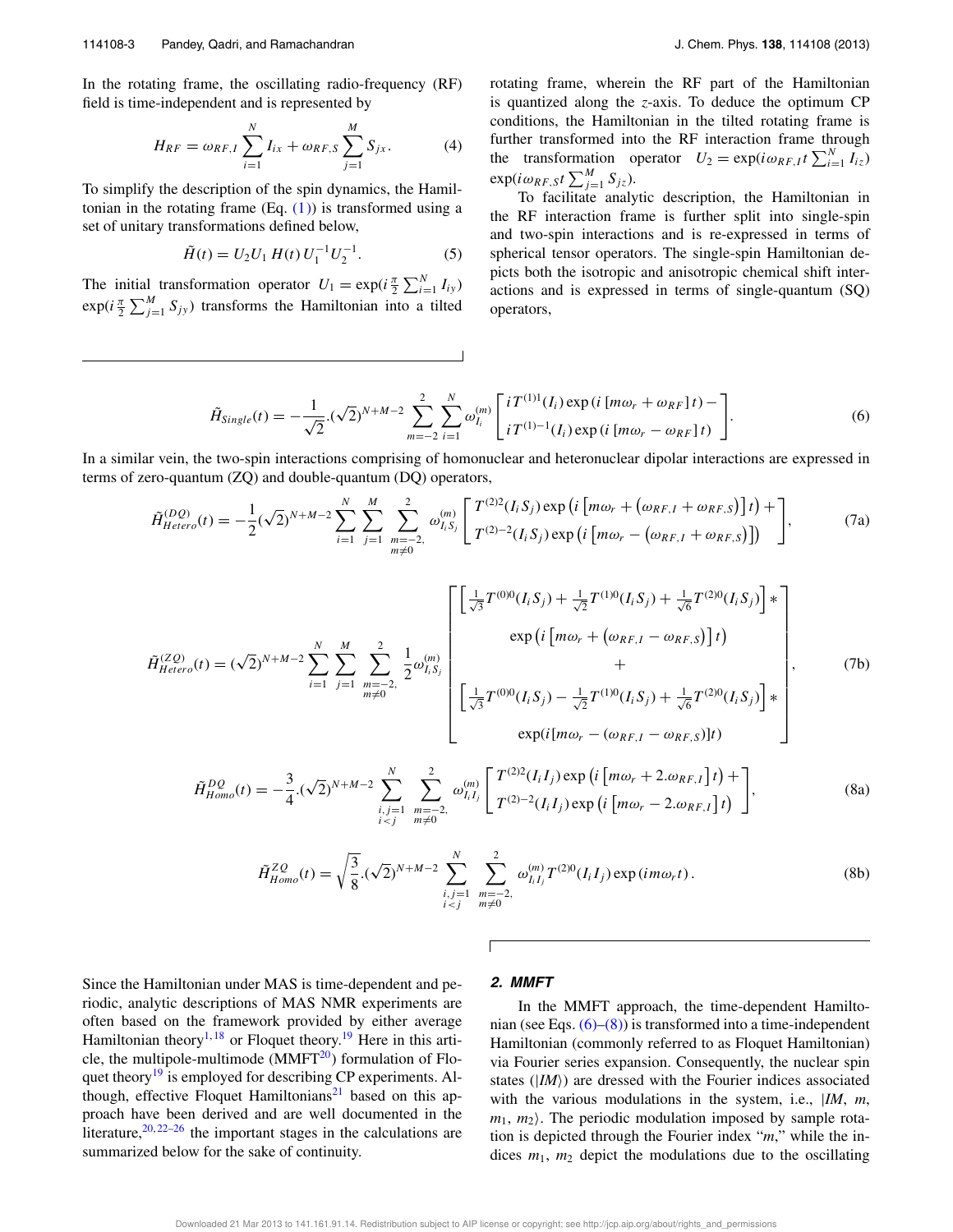In the rotating frame, the oscillating radio-frequency (RF) field is time-independent and is represented by

$$H_{RF} = \omega_{RF,I} \sum_{i=1}^{N} I_{ix} + \omega_{RF,S} \sum_{j=1}^{M} S_{jx}. \tag{4}$$

To simplify the description of the spin dynamics, the Hamiltonian in the rotating frame (Eq. (1)) is transformed using a set of unitary transformations defined below,

$$\tilde{H}(t) = U_2 U_1 \, H(t) \, U_1^{-1} U_2^{-1}. \tag{5}$$

The initial transformation operator $U_1 = \exp(i\frac{\pi}{2}\sum_{i=1}^{N} I_{iy})\exp(i\frac{\pi}{2}\sum_{j=1}^{M} S_{jy})$ transforms the Hamiltonian into a tilted rotating frame, wherein the RF part of the Hamiltonian is quantized along the $z$-axis. To deduce the optimum CP conditions, the Hamiltonian in the tilted rotating frame is further transformed into the RF interaction frame through the transformation operator $U_2 = \exp(i\omega_{RF,I} t \sum_{i=1}^{N} I_{iz})\exp(i\omega_{RF,S} t \sum_{j=1}^{M} S_{jz})$.

To facilitate analytic description, the Hamiltonian in the RF interaction frame is further split into single-spin and two-spin interactions and is re-expressed in terms of spherical tensor operators. The single-spin Hamiltonian depicts both the isotropic and anisotropic chemical shift interactions and is expressed in terms of single-quantum (SQ) operators,

$$\tilde{H}_{Single}(t) = -\frac{1}{\sqrt{2}}.(\sqrt{2})^{N+M-2} \sum_{m=-2}^{2} \sum_{i=1}^{N} \omega_{I_i}^{(m)} \begin{bmatrix} iT^{(1)1}(I_i)\exp\left(i\left[m\omega_r + \omega_{RF}\right]t\right) - \\ iT^{(1)-1}(I_i)\exp\left(i\left[m\omega_r - \omega_{RF}\right]t\right) \end{bmatrix}. \tag{6}$$

In a similar vein, the two-spin interactions comprising of homonuclear and heteronuclear dipolar interactions are expressed in terms of zero-quantum (ZQ) and double-quantum (DQ) operators,

$$\tilde{H}_{Hetero}^{(DQ)}(t) = -\frac{1}{2}(\sqrt{2})^{N+M-2} \sum_{i=1}^{N} \sum_{j=1}^{M} \sum_{\substack{m=-2,\\ m\neq 0}}^{2} \omega_{I_i S_j}^{(m)} \begin{bmatrix} T^{(2)2}(I_i S_j)\exp\left(i\left[m\omega_r + \left(\omega_{RF,I} + \omega_{RF,S}\right)\right]t\right) + \\ T^{(2)-2}(I_i S_j)\exp\left(i\left[m\omega_r - \left(\omega_{RF,I} + \omega_{RF,S}\right)\right]\right) \end{bmatrix}, \tag{7a}$$

$$\tilde{H}_{Hetero}^{(ZQ)}(t) = (\sqrt{2})^{N+M-2} \sum_{i=1}^{N} \sum_{j=1}^{M} \sum_{\substack{m=-2,\\ m\neq 0}}^{2} \frac{1}{2}\omega_{I_i S_j}^{(m)} \begin{bmatrix} \left[\frac{1}{\sqrt{3}}T^{(0)0}(I_i S_j) + \frac{1}{\sqrt{2}}T^{(1)0}(I_i S_j) + \frac{1}{\sqrt{6}}T^{(2)0}(I_i S_j)\right] * \\ \exp\left(i\left[m\omega_r + \left(\omega_{RF,I} - \omega_{RF,S}\right)\right]t\right) \\ + \\ \left[\frac{1}{\sqrt{3}}T^{(0)0}(I_i S_j) - \frac{1}{\sqrt{2}}T^{(1)0}(I_i S_j) + \frac{1}{\sqrt{6}}T^{(2)0}(I_i S_j)\right] * \\ \exp(i[m\omega_r - (\omega_{RF,I} - \omega_{RF,S})]t) \end{bmatrix}, \tag{7b}$$

$$\tilde{H}_{Homo}^{DQ}(t) = -\frac{3}{4}.(\sqrt{2})^{N+M-2} \sum_{\substack{i,j=1\\ i<j}}^{N} \sum_{\substack{m=-2,\\ m\neq 0}}^{2} \omega_{I_i I_j}^{(m)} \begin{bmatrix} T^{(2)2}(I_i I_j)\exp\left(i\left[m\omega_r + 2.\omega_{RF,I}\right]t\right) + \\ T^{(2)-2}(I_i I_j)\exp\left(i\left[m\omega_r - 2.\omega_{RF,I}\right]t\right) \end{bmatrix}, \tag{8a}$$

$$\tilde{H}_{Homo}^{ZQ}(t) = \sqrt{\frac{3}{8}}.(\sqrt{2})^{N+M-2} \sum_{\substack{i,j=1\\ i<j}}^{N} \sum_{\substack{m=-2,\\ m\neq 0}}^{2} \omega_{I_i I_j}^{(m)} T^{(2)0}(I_i I_j)\exp(im\omega_r t). \tag{8b}$$

Since the Hamiltonian under MAS is time-dependent and periodic, analytic descriptions of MAS NMR experiments are often based on the framework provided by either average Hamiltonian theory[1,18] or Floquet theory.[19] Here in this article, the multipole-multimode (MMFT[20]) formulation of Floquet theory[19] is employed for describing CP experiments. Although, effective Floquet Hamiltonians[21] based on this approach have been derived and are well documented in the literature,[20,22–26] the important stages in the calculations are summarized below for the sake of continuity.

### 2. MMFT

In the MMFT approach, the time-dependent Hamiltonian (see Eqs. (6)–(8)) is transformed into a time-independent Hamiltonian (commonly referred to as Floquet Hamiltonian) via Fourier series expansion. Consequently, the nuclear spin states ($|IM\rangle$) are dressed with the Fourier indices associated with the various modulations in the system, i.e., $|IM, m, m_1, m_2\rangle$. The periodic modulation imposed by sample rotation is depicted through the Fourier index "$m$," while the indices $m_1$, $m_2$ depict the modulations due to the oscillating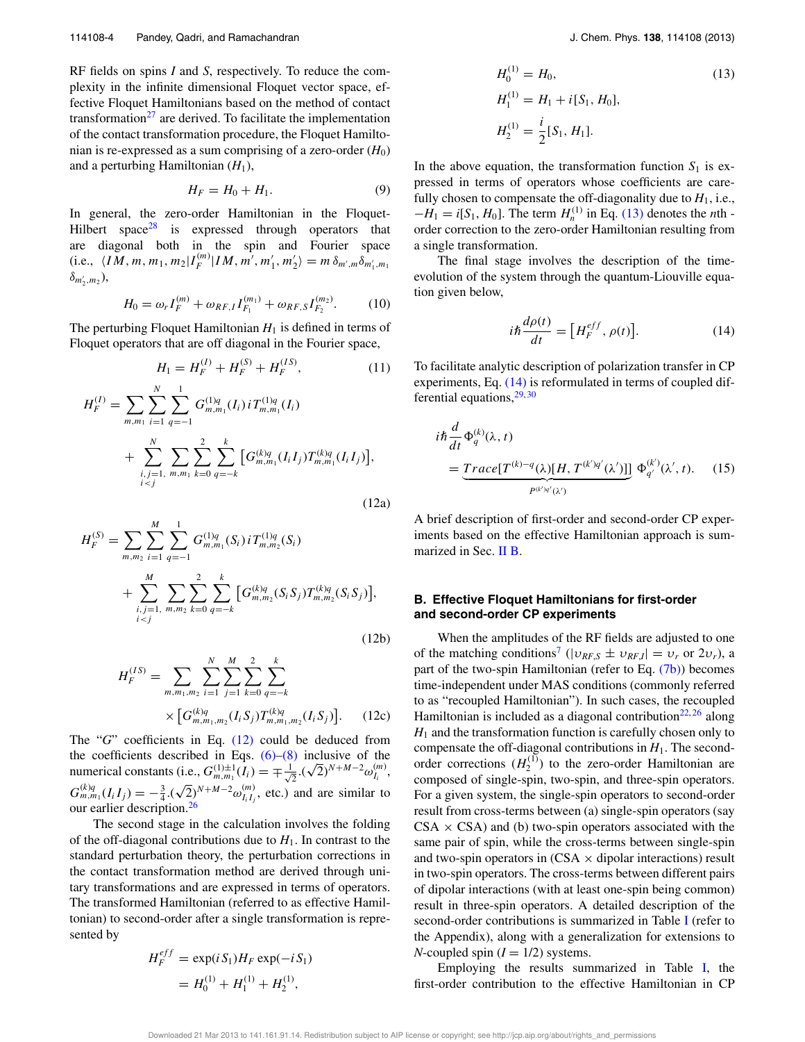RF fields on spins $I$ and $S$, respectively. To reduce the complexity in the infinite dimensional Floquet vector space, effective Floquet Hamiltonians based on the method of contact transformation[27] are derived. To facilitate the implementation of the contact transformation procedure, the Floquet Hamiltonian is re-expressed as a sum comprising of a zero-order ($H_0$) and a perturbing Hamiltonian ($H_1$),

$$H_F = H_0 + H_1. \tag{9}$$

In general, the zero-order Hamiltonian in the Floquet-Hilbert space[28] is expressed through operators that are diagonal both in the spin and Fourier space (i.e., $\langle IM, m, m_1, m_2 | I_F^{(m)} | IM, m', m_1', m_2' \rangle = m\, \delta_{m',m} \delta_{m_1',m_1} \delta_{m_2',m_2}$),

$$H_0 = \omega_r I_F^{(m)} + \omega_{RF,I} I_{F_1}^{(m_1)} + \omega_{RF,S} I_{F_2}^{(m_2)}. \tag{10}$$

The perturbing Floquet Hamiltonian $H_1$ is defined in terms of Floquet operators that are off diagonal in the Fourier space,

$$H_1 = H_F^{(I)} + H_F^{(S)} + H_F^{(IS)}, \tag{11}$$

$$\begin{aligned} H_F^{(I)} = &\sum_{m,m_1} \sum_{i=1}^{N} \sum_{q=-1}^{1} G_{m,m_1}^{(1)q}(I_i)\, i T_{m,m_1}^{(1)q}(I_i) \\ &+ \sum_{\substack{i,j=1,\\ i<j}}^{N} \sum_{m,m_1} \sum_{k=0}^{2} \sum_{q=-k}^{k} \left[ G_{m,m_1}^{(k)q}(I_i I_j) T_{m,m_1}^{(k)q}(I_i I_j) \right], \end{aligned} \tag{12a}$$

$$\begin{aligned} H_F^{(S)} = &\sum_{m,m_2} \sum_{i=1}^{M} \sum_{q=-1}^{1} G_{m,m_1}^{(1)q}(S_i)\, i T_{m,m_2}^{(1)q}(S_i) \\ &+ \sum_{\substack{i,j=1,\\ i<j}}^{M} \sum_{m,m_2} \sum_{k=0}^{2} \sum_{q=-k}^{k} \left[ G_{m,m_2}^{(k)q}(S_i S_j) T_{m,m_2}^{(k)q}(S_i S_j) \right], \end{aligned} \tag{12b}$$

$$\begin{aligned} H_F^{(IS)} = &\sum_{m,m_1,m_2} \sum_{i=1}^{N} \sum_{j=1}^{M} \sum_{k=0}^{2} \sum_{q=-k}^{k} \\ &\times \left[ G_{m,m_1,m_2}^{(k)q}(I_i S_j) T_{m,m_1,m_2}^{(k)q}(I_i S_j) \right]. \end{aligned} \tag{12c}$$

The "$G$" coefficients in Eq. (12) could be deduced from the coefficients described in Eqs. (6)–(8) inclusive of the numerical constants (i.e., $G_{m,m_1}^{(1)\pm 1}(I_i) = \mp \frac{1}{\sqrt{2}}.(\sqrt{2})^{N+M-2} \omega_{I_i}^{(m)}$, $G_{m,m_1}^{(k)q}(I_i I_j) = -\frac{3}{4}.(\sqrt{2})^{N+M-2} \omega_{I_i I_j}^{(m)}$, etc.) and are similar to our earlier description.[26]

The second stage in the calculation involves the folding of the off-diagonal contributions due to $H_1$. In contrast to the standard perturbation theory, the perturbation corrections in the contact transformation method are derived through unitary transformations and are expressed in terms of operators. The transformed Hamiltonian (referred to as effective Hamiltonian) to second-order after a single transformation is represented by

$$\begin{aligned} H_F^{eff} &= \exp(iS_1) H_F \exp(-iS_1) \\ &= H_0^{(1)} + H_1^{(1)} + H_2^{(1)}, \end{aligned}$$

$$\begin{aligned} H_0^{(1)} &= H_0, \\ H_1^{(1)} &= H_1 + i[S_1, H_0], \\ H_2^{(1)} &= \frac{i}{2}[S_1, H_1]. \end{aligned} \tag{13}$$

In the above equation, the transformation function $S_1$ is expressed in terms of operators whose coefficients are carefully chosen to compensate the off-diagonality due to $H_1$, i.e., $-H_1 = i[S_1, H_0]$. The term $H_n^{(1)}$ in Eq. (13) denotes the $n$th - order correction to the zero-order Hamiltonian resulting from a single transformation.

The final stage involves the description of the time-evolution of the system through the quantum-Liouville equation given below,

$$i\hbar \frac{d\rho(t)}{dt} = \left[ H_F^{eff}, \rho(t) \right]. \tag{14}$$

To facilitate analytic description of polarization transfer in CP experiments, Eq. (14) is reformulated in terms of coupled differential equations,[29,30]

$$\begin{aligned} &i\hbar \frac{d}{dt} \Phi_q^{(k)}(\lambda, t) \\ &= \underbrace{Trace[T^{(k)-q}(\lambda)[H, T^{(k')q'}(\lambda')]]}_{P^{(k')q'}(\lambda')} \Phi_{q'}^{(k')}(\lambda', t). \end{aligned} \tag{15}$$

A brief description of first-order and second-order CP experiments based on the effective Hamiltonian approach is summarized in Sec. II B.

### B. Effective Floquet Hamiltonians for first-order and second-order CP experiments

When the amplitudes of the RF fields are adjusted to one of the matching conditions[7] ($|\upsilon_{RF,S} \pm \upsilon_{RF,I}| = \upsilon_r$ or $2\upsilon_r$), a part of the two-spin Hamiltonian (refer to Eq. (7b)) becomes time-independent under MAS conditions (commonly referred to as "recoupled Hamiltonian"). In such cases, the recoupled Hamiltonian is included as a diagonal contribution[22,26] along $H_1$ and the transformation function is carefully chosen only to compensate the off-diagonal contributions in $H_1$. The second-order corrections ($H_2^{(1)}$) to the zero-order Hamiltonian are composed of single-spin, two-spin, and three-spin operators. For a given system, the single-spin operators to second-order result from cross-terms between (a) single-spin operators (say CSA × CSA) and (b) two-spin operators associated with the same pair of spin, while the cross-terms between single-spin and two-spin operators in (CSA × dipolar interactions) result in two-spin operators. The cross-terms between different pairs of dipolar interactions (with at least one-spin being common) result in three-spin operators. A detailed description of the second-order contributions is summarized in Table I (refer to the Appendix), along with a generalization for extensions to $N$-coupled spin ($I = 1/2$) systems.

Employing the results summarized in Table I, the first-order contribution to the effective Hamiltonian in CP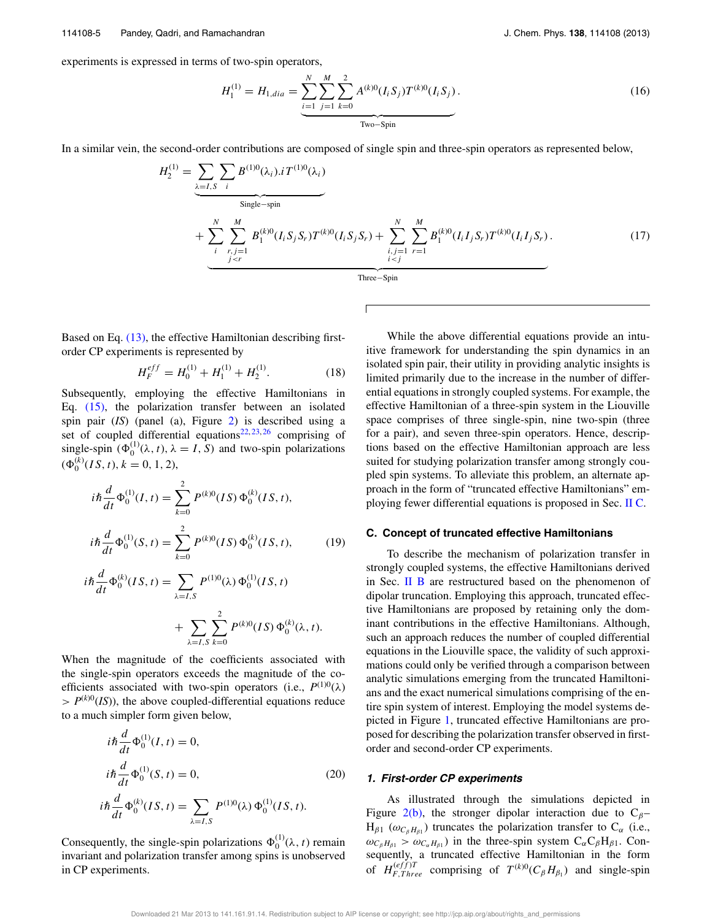experiments is expressed in terms of two-spin operators,

$$H_1^{(1)} = H_{1,dia} = \underbrace{\sum_{i=1}^{N}\sum_{j=1}^{M}\sum_{k=0}^{2} A^{(k)0}(I_i S_j) T^{(k)0}(I_i S_j)}_{\text{Two-Spin}}. \tag{16}$$

In a similar vein, the second-order contributions are composed of single spin and three-spin operators as represented below,

$$H_2^{(1)} = \underbrace{\sum_{\lambda=I,S}\sum_{i} B^{(1)0}(\lambda_i).iT^{(1)0}(\lambda_i)}_{\text{Single-spin}} + \underbrace{\sum_{i}^{N}\sum_{\substack{r,j=1\\ j<r}}^{M} B_1^{(k)0}(I_i S_j S_r) T^{(k)0}(I_i S_j S_r) + \sum_{\substack{i,j=1\\ i<j}}^{N}\sum_{r=1}^{M} B_1^{(k)0}(I_i I_j S_r) T^{(k)0}(I_i I_j S_r)}_{\text{Three-Spin}}. \tag{17}$$

Based on Eq. (13), the effective Hamiltonian describing first-order CP experiments is represented by

$$H_F^{eff} = H_0^{(1)} + H_1^{(1)} + H_2^{(1)}. \tag{18}$$

Subsequently, employing the effective Hamiltonians in Eq. (15), the polarization transfer between an isolated spin pair (*IS*) (panel (a), Figure 2) is described using a set of coupled differential equations[22,23,26] comprising of single-spin ($\Phi_0^{(1)}(\lambda, t), \lambda = I, S$) and two-spin polarizations ($\Phi_0^{(k)}(IS, t), k = 0, 1, 2$),

$$
\begin{aligned}
i\hbar \frac{d}{dt}\Phi_0^{(1)}(I,t) &= \sum_{k=0}^{2} P^{(k)0}(IS)\,\Phi_0^{(k)}(IS,t),\\
i\hbar \frac{d}{dt}\Phi_0^{(1)}(S,t) &= \sum_{k=0}^{2} P^{(k)0}(IS)\,\Phi_0^{(k)}(IS,t),\\
i\hbar \frac{d}{dt}\Phi_0^{(k)}(IS,t) &= \sum_{\lambda=I,S} P^{(1)0}(\lambda)\,\Phi_0^{(1)}(IS,t)\\
&\quad + \sum_{\lambda=I,S}\sum_{k=0}^{2} P^{(k)0}(IS)\,\Phi_0^{(k)}(\lambda,t).
\end{aligned} \tag{19}
$$

When the magnitude of the coefficients associated with the single-spin operators exceeds the magnitude of the coefficients associated with two-spin operators (i.e., $P^{(1)0}(\lambda) > P^{(k)0}(IS)$), the above coupled-differential equations reduce to a much simpler form given below,

$$
\begin{aligned}
i\hbar \frac{d}{dt}\Phi_0^{(1)}(I,t) &= 0,\\
i\hbar \frac{d}{dt}\Phi_0^{(1)}(S,t) &= 0,\\
i\hbar \frac{d}{dt}\Phi_0^{(k)}(IS,t) &= \sum_{\lambda=I,S} P^{(1)0}(\lambda)\,\Phi_0^{(1)}(IS,t).
\end{aligned} \tag{20}
$$

Consequently, the single-spin polarizations $\Phi_0^{(1)}(\lambda, t)$ remain invariant and polarization transfer among spins is unobserved in CP experiments.

While the above differential equations provide an intuitive framework for understanding the spin dynamics in an isolated spin pair, their utility in providing analytic insights is limited primarily due to the increase in the number of differential equations in strongly coupled systems. For example, the effective Hamiltonian of a three-spin system in the Liouville space comprises of three single-spin, nine two-spin (three for a pair), and seven three-spin operators. Hence, descriptions based on the effective Hamiltonian approach are less suited for studying polarization transfer among strongly coupled spin systems. To alleviate this problem, an alternate approach in the form of "truncated effective Hamiltonians" employing fewer differential equations is proposed in Sec. II C.

### C. Concept of truncated effective Hamiltonians

To describe the mechanism of polarization transfer in strongly coupled systems, the effective Hamiltonians derived in Sec. II B are restructured based on the phenomenon of dipolar truncation. Employing this approach, truncated effective Hamiltonians are proposed by retaining only the dominant contributions in the effective Hamiltonians. Although, such an approach reduces the number of coupled differential equations in the Liouville space, the validity of such approximations could only be verified through a comparison between analytic simulations emerging from the truncated Hamiltonians and the exact numerical simulations comprising of the entire spin system of interest. Employing the model systems depicted in Figure 1, truncated effective Hamiltonians are proposed for describing the polarization transfer observed in first-order and second-order CP experiments.

#### *1. First-order CP experiments*

As illustrated through the simulations depicted in Figure 2(b), the stronger dipolar interaction due to $C_\beta$–$H_{\beta 1}$ ($\omega_{C_\beta H_{\beta 1}}$) truncates the polarization transfer to $C_\alpha$ (i.e., $\omega_{C_\beta H_{\beta 1}} > \omega_{C_\alpha H_{\beta 1}}$) in the three-spin system $C_\alpha C_\beta H_{\beta 1}$. Consequently, a truncated effective Hamiltonian in the form of $H_{F,Three}^{(eff)T}$ comprising of $T^{(k)0}(C_\beta H_{\beta_1})$ and single-spin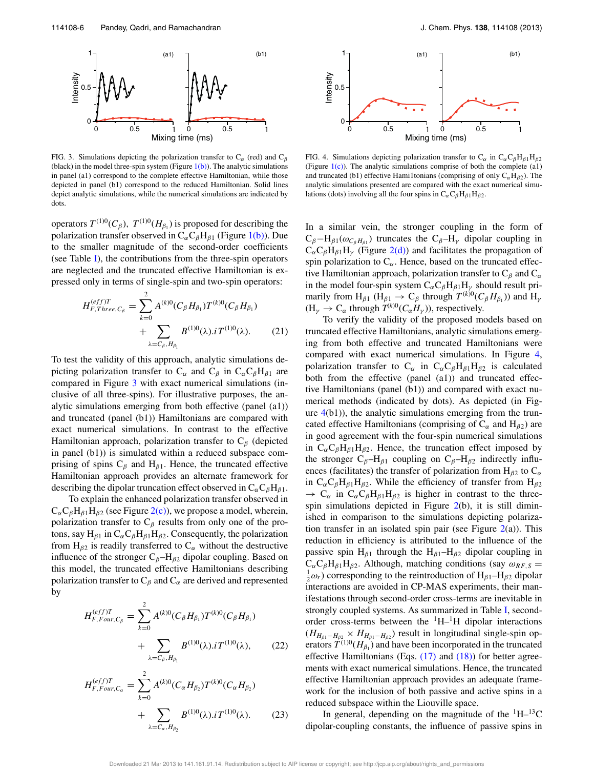FIG. 3. Simulations depicting the polarization transfer to $C_\alpha$ (red) and $C_\beta$ (black) in the model three-spin system (Figure 1(b)). The analytic simulations in panel (a1) correspond to the complete effective Hamiltonian, while those depicted in panel (b1) correspond to the reduced Hamiltonian. Solid lines depict analytic simulations, while the numerical simulations are indicated by dots.

FIG. 4. Simulations depicting polarization transfer to $C_\alpha$ in $C_\alpha C_\beta H_{\beta 1} H_{\beta 2}$ (Figure 1(c)). The analytic simulations comprise of both the complete (a1) and truncated (b1) effective Hami1tonians (comprising of only $C_\alpha H_{\beta 2}$). The analytic simulations presented are compared with the exact numerical simulations (dots) involving all the four spins in $C_\alpha C_\beta H_{\beta 1} H_{\beta 2}$.

operators $T^{(1)0}(C_\beta)$, $T^{(1)0}(H_{\beta_1})$ is proposed for describing the polarization transfer observed in $C_\alpha C_\beta H_{\beta 1}$ (Figure 1(b)). Due to the smaller magnitude of the second-order coefficients (see Table I), the contributions from the three-spin operators are neglected and the truncated effective Hamiltonian is expressed only in terms of single-spin and two-spin operators:

$$H^{(eff)T}_{F,Three,C_\beta} = \sum_{k=0}^{2} A^{(k)0}(C_\beta H_{\beta_1}) T^{(k)0}(C_\beta H_{\beta_1}) + \sum_{\lambda = C_\beta, H_{\beta_1}} B^{(1)0}(\lambda).i T^{(1)0}(\lambda). \quad (21)$$

To test the validity of this approach, analytic simulations depicting polarization transfer to $C_\alpha$ and $C_\beta$ in $C_\alpha C_\beta H_{\beta 1}$ are compared in Figure 3 with exact numerical simulations (inclusive of all three-spins). For illustrative purposes, the analytic simulations emerging from both effective (panel (a1)) and truncated (panel (b1)) Hamiltonians are compared with exact numerical simulations. In contrast to the effective Hamiltonian approach, polarization transfer to $C_\beta$ (depicted in panel (b1)) is simulated within a reduced subspace comprising of spins $C_\beta$ and $H_{\beta 1}$. Hence, the truncated effective Hamiltonian approach provides an alternate framework for describing the dipolar truncation effect observed in $C_\alpha C_\beta H_{\beta 1}$.

To explain the enhanced polarization transfer observed in $C_\alpha C_\beta H_{\beta 1} H_{\beta 2}$ (see Figure 2(c)), we propose a model, wherein, polarization transfer to $C_\beta$ results from only one of the protons, say $H_{\beta 1}$ in $C_\alpha C_\beta H_{\beta 1} H_{\beta 2}$. Consequently, the polarization from $H_{\beta 2}$ is readily transferred to $C_\alpha$ without the destructive influence of the stronger $C_\beta$–$H_{\beta 2}$ dipolar coupling. Based on this model, the truncated effective Hamiltonians describing polarization transfer to $C_\beta$ and $C_\alpha$ are derived and represented by

$$H^{(eff)T}_{F,Four,C_\beta} = \sum_{k=0}^{2} A^{(k)0}(C_\beta H_{\beta_1}) T^{(k)0}(C_\beta H_{\beta_1}) + \sum_{\lambda = C_\beta, H_{\beta_1}} B^{(1)0}(\lambda).i T^{(1)0}(\lambda), \quad (22)$$

$$H^{(eff)T}_{F,Four,C_\alpha} = \sum_{k=0}^{2} A^{(k)0}(C_\alpha H_{\beta_2}) T^{(k)0}(C_\alpha H_{\beta_2}) + \sum_{\lambda = C_\alpha, H_{\beta_2}} B^{(1)0}(\lambda).i T^{(1)0}(\lambda). \quad (23)$$

In a similar vein, the stronger coupling in the form of $C_\beta$–$H_{\beta 1}(\omega_{C_\beta H_{\beta 1}})$ truncates the $C_\beta$–$H_\gamma$ dipolar coupling in $C_\alpha C_\beta H_{\beta 1} H_\gamma$ (Figure 2(d)) and facilitates the propagation of spin polarization to $C_\alpha$. Hence, based on the truncated effective Hamiltonian approach, polarization transfer to $C_\beta$ and $C_\alpha$ in the model four-spin system $C_\alpha C_\beta H_{\beta 1} H_\gamma$ should result primarily from $H_{\beta 1}$ ($H_{\beta 1} \rightarrow C_\beta$ through $T^{(k)0}(C_\beta H_{\beta_1})$) and $H_\gamma$ ($H_\gamma \rightarrow C_\alpha$ through $T^{(k)0}(C_\alpha H_\gamma)$), respectively.

To verify the validity of the proposed models based on truncated effective Hamiltonians, analytic simulations emerging from both effective and truncated Hamiltonians were compared with exact numerical simulations. In Figure 4, polarization transfer to $C_\alpha$ in $C_\alpha C_\beta H_{\beta 1} H_{\beta 2}$ is calculated both from the effective (panel (a1)) and truncated effective Hamiltonians (panel (b1)) and compared with exact numerical methods (indicated by dots). As depicted (in Figure 4(b1)), the analytic simulations emerging from the truncated effective Hamiltonians (comprising of $C_\alpha$ and $H_{\beta 2}$) are in good agreement with the four-spin numerical simulations in $C_\alpha C_\beta H_{\beta 1} H_{\beta 2}$. Hence, the truncation effect imposed by the stronger $C_\beta$–$H_{\beta 1}$ coupling on $C_\beta$–$H_{\beta 2}$ indirectly influences (facilitates) the transfer of polarization from $H_{\beta 2}$ to $C_\alpha$ in $C_\alpha C_\beta H_{\beta 1} H_{\beta 2}$. While the efficiency of transfer from $H_{\beta 2} \rightarrow C_\alpha$ in $C_\alpha C_\beta H_{\beta 1} H_{\beta 2}$ is higher in contrast to the three-spin simulations depicted in Figure 2(b), it is still diminished in comparison to the simulations depicting polarization transfer in an isolated spin pair (see Figure 2(a)). This reduction in efficiency is attributed to the influence of the passive spin $H_{\beta 1}$ through the $H_{\beta 1}$–$H_{\beta 2}$ dipolar coupling in $C_\alpha C_\beta H_{\beta 1} H_{\beta 2}$. Although, matching conditions (say $\omega_{RF,S} = \frac{1}{2}\omega_r$) corresponding to the reintroduction of $H_{\beta 1}$–$H_{\beta 2}$ dipolar interactions are avoided in CP-MAS experiments, their manifestations through second-order cross-terms are inevitable in strongly coupled systems. As summarized in Table I, second-order cross-terms between the $^1$H–$^1$H dipolar interactions ($H_{H_{\beta 1}-H_{\beta 2}} \times H_{H_{\beta 1}-H_{\beta 2}}$) result in longitudinal single-spin operators $T^{(1)0}(H_{\beta_1})$ and have been incorporated in the truncated effective Hamiltonians (Eqs. (17) and (18)) for better agreements with exact numerical simulations. Hence, the truncated effective Hamiltonian approach provides an adequate framework for the inclusion of both passive and active spins in a reduced subspace within the Liouville space.

In general, depending on the magnitude of the $^1$H–$^{13}$C dipolar-coupling constants, the influence of passive spins in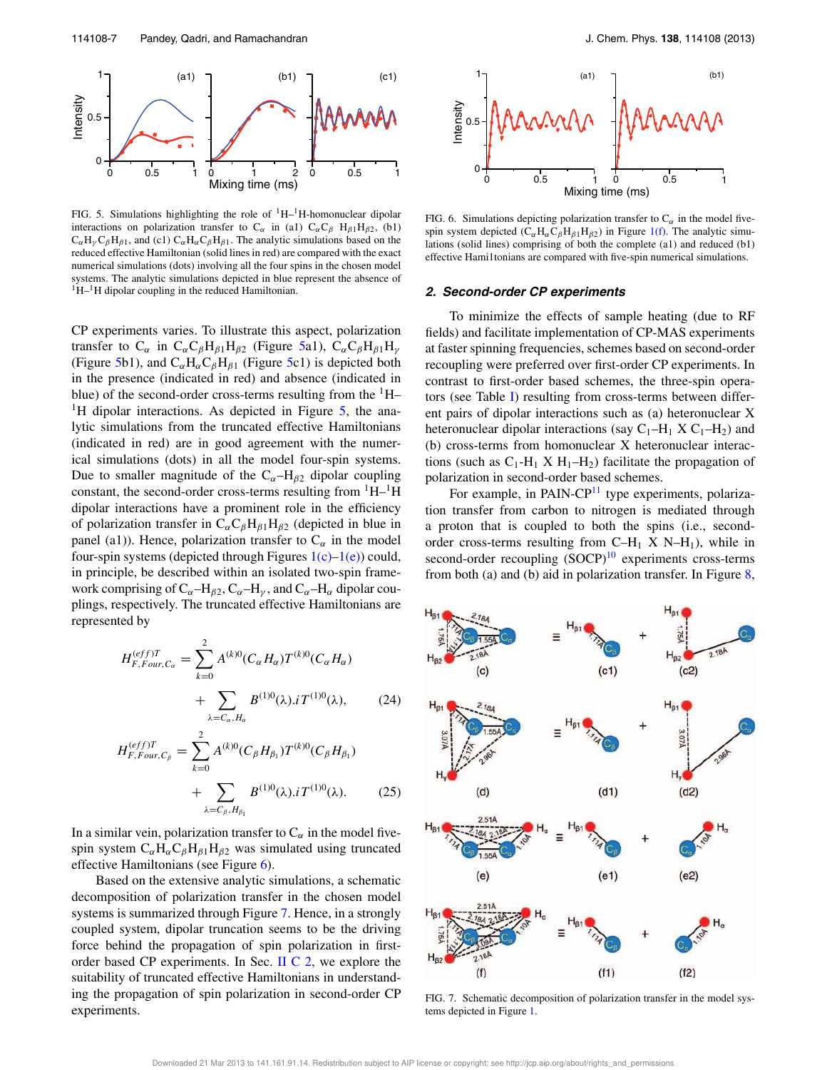FIG. 5. Simulations highlighting the role of $^{1}$H–$^{1}$H-homonuclear dipolar interactions on polarization transfer to $C_\alpha$ in (a1) $C_\alpha C_\beta$ $H_{\beta 1}H_{\beta 2}$, (b1) $C_\alpha H_\gamma C_\beta H_{\beta 1}$, and (c1) $C_\alpha H_\alpha C_\beta H_{\beta 1}$. The analytic simulations based on the reduced effective Hamiltonian (solid lines in red) are compared with the exact numerical simulations (dots) involving all the four spins in the chosen model systems. The analytic simulations depicted in blue represent the absence of $^{1}$H–$^{1}$H dipolar coupling in the reduced Hamiltonian.

FIG. 6. Simulations depicting polarization transfer to $C_\alpha$ in the model five-spin system depicted ($C_\alpha H_\alpha C_\beta H_{\beta 1}H_{\beta 2}$) in Figure 1(f). The analytic simulations (solid lines) comprising of both the complete (a1) and reduced (b1) effective Hamiltonians are compared with five-spin numerical simulations.

CP experiments varies. To illustrate this aspect, polarization transfer to $C_\alpha$ in $C_\alpha C_\beta H_{\beta 1}H_{\beta 2}$ (Figure 5a1), $C_\alpha C_\beta H_{\beta 1}H_\gamma$ (Figure 5b1), and $C_\alpha H_\alpha C_\beta H_{\beta 1}$ (Figure 5c1) is depicted both in the presence (indicated in red) and absence (indicated in blue) of the second-order cross-terms resulting from the $^{1}$H–$^{1}$H dipolar interactions. As depicted in Figure 5, the analytic simulations from the truncated effective Hamiltonians (indicated in red) are in good agreement with the numerical simulations (dots) in all the model four-spin systems. Due to smaller magnitude of the $C_\alpha$–$H_{\beta 2}$ dipolar coupling constant, the second-order cross-terms resulting from $^{1}$H–$^{1}$H dipolar interactions have a prominent role in the efficiency of polarization transfer in $C_\alpha C_\beta H_{\beta 1}H_{\beta 2}$ (depicted in blue in panel (a1)). Hence, polarization transfer to $C_\alpha$ in the model four-spin systems (depicted through Figures 1(c)–1(e)) could, in principle, be described within an isolated two-spin framework comprising of $C_\alpha$–$H_{\beta 2}$, $C_\alpha$–$H_\gamma$, and $C_\alpha$–$H_\alpha$ dipolar couplings, respectively. The truncated effective Hamiltonians are represented by

$$H^{(eff)T}_{F,Four,C_\alpha} = \sum_{k=0}^{2} A^{(k)0}(C_\alpha H_\alpha)T^{(k)0}(C_\alpha H_\alpha) + \sum_{\lambda=C_\alpha,H_\alpha} B^{(1)0}(\lambda).iT^{(1)0}(\lambda), \quad (24)$$

$$H^{(eff)T}_{F,Four,C_\beta} = \sum_{k=0}^{2} A^{(k)0}(C_\beta H_{\beta_1})T^{(k)0}(C_\beta H_{\beta_1}) + \sum_{\lambda=C_\beta,H_{\beta_1}} B^{(1)0}(\lambda).iT^{(1)0}(\lambda). \quad (25)$$

In a similar vein, polarization transfer to $C_\alpha$ in the model five-spin system $C_\alpha H_\alpha C_\beta H_{\beta 1}H_{\beta 2}$ was simulated using truncated effective Hamiltonians (see Figure 6).

Based on the extensive analytic simulations, a schematic decomposition of polarization transfer in the chosen model systems is summarized through Figure 7. Hence, in a strongly coupled system, dipolar truncation seems to be the driving force behind the propagation of spin polarization in first-order based CP experiments. In Sec. II C 2, we explore the suitability of truncated effective Hamiltonians in understanding the propagation of spin polarization in second-order CP experiments.

### 2. Second-order CP experiments

To minimize the effects of sample heating (due to RF fields) and facilitate implementation of CP-MAS experiments at faster spinning frequencies, schemes based on second-order recoupling were preferred over first-order CP experiments. In contrast to first-order based schemes, the three-spin operators (see Table I) resulting from cross-terms between different pairs of dipolar interactions such as (a) heteronuclear X heteronuclear dipolar interactions (say $C_1$–$H_1$ X $C_1$–$H_2$) and (b) cross-terms from homonuclear X heteronuclear interactions (such as $C_1$-$H_1$ X $H_1$–$H_2$) facilitate the propagation of polarization in second-order based schemes.

For example, in PAIN-CP[11] type experiments, polarization transfer from carbon to nitrogen is mediated through a proton that is coupled to both the spins (i.e., second-order cross-terms resulting from $C$–$H_1$ X $N$–$H_1$), while in second-order recoupling (SOCP)[10] experiments cross-terms from both (a) and (b) aid in polarization transfer. In Figure 8,

FIG. 7. Schematic decomposition of polarization transfer in the model systems depicted in Figure 1.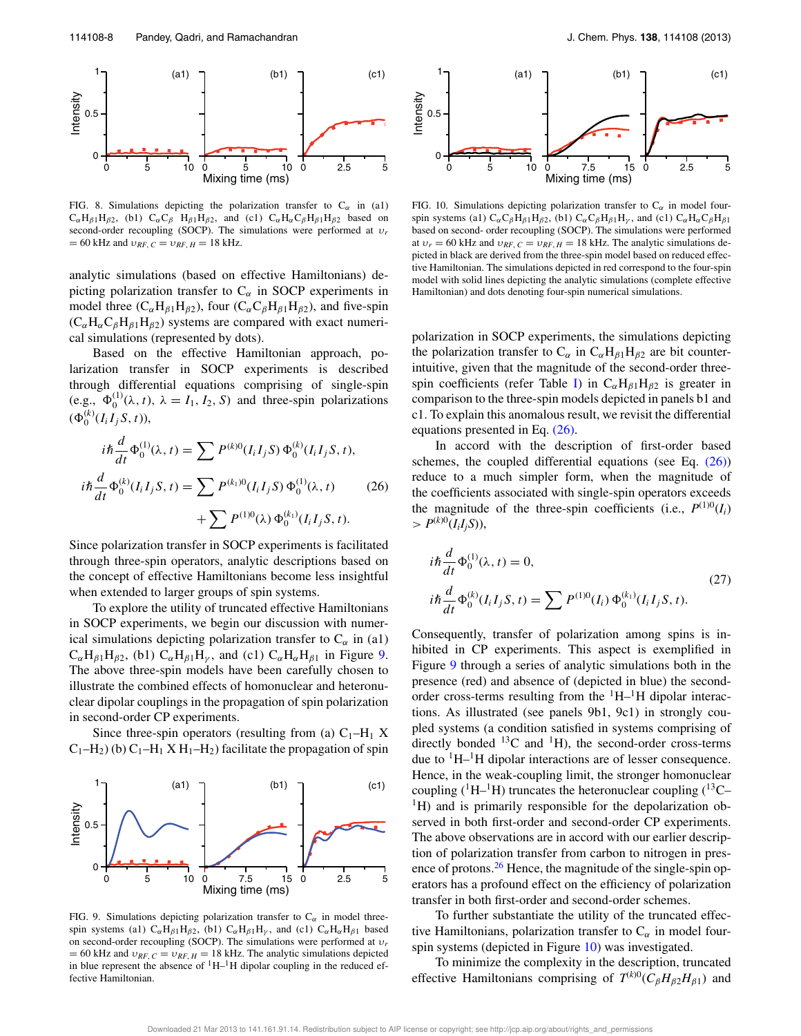FIG. 8. Simulations depicting the polarization transfer to $C_\alpha$ in (a1) $C_\alpha H_{\beta 1} H_{\beta 2}$, (b1) $C_\alpha C_\beta H_{\beta 1} H_{\beta 2}$, and (c1) $C_\alpha H_\alpha C_\beta H_{\beta 1} H_{\beta 2}$ based on second-order recoupling (SOCP). The simulations were performed at $\upsilon_r = 60$ kHz and $\upsilon_{RF,C} = \upsilon_{RF,H} = 18$ kHz.

analytic simulations (based on effective Hamiltonians) depicting polarization transfer to $C_\alpha$ in SOCP experiments in model three ($C_\alpha H_{\beta 1} H_{\beta 2}$), four ($C_\alpha C_\beta H_{\beta 1} H_{\beta 2}$), and five-spin ($C_\alpha H_\alpha C_\beta H_{\beta 1} H_{\beta 2}$) systems are compared with exact numerical simulations (represented by dots).

Based on the effective Hamiltonian approach, polarization transfer in SOCP experiments is described through differential equations comprising of single-spin (e.g., $\Phi_0^{(1)}(\lambda, t)$, $\lambda = I_1, I_2, S$) and three-spin polarizations ($\Phi_0^{(k)}(I_i I_j S, t)$),

$$
\begin{aligned}
i\hbar \frac{d}{dt}\Phi_0^{(1)}(\lambda, t) &= \sum P^{(k)0}(I_i I_j S)\, \Phi_0^{(k)}(I_i I_j S, t), \\
i\hbar \frac{d}{dt}\Phi_0^{(k)}(I_i I_j S, t) &= \sum P^{(k_1)0}(I_i I_j S)\, \Phi_0^{(1)}(\lambda, t) \\
&\quad + \sum P^{(1)0}(\lambda)\, \Phi_0^{(k_1)}(I_i I_j S, t).
\end{aligned}
\tag{26}
$$

Since polarization transfer in SOCP experiments is facilitated through three-spin operators, analytic descriptions based on the concept of effective Hamiltonians become less insightful when extended to larger groups of spin systems.

To explore the utility of truncated effective Hamiltonians in SOCP experiments, we begin our discussion with numerical simulations depicting polarization transfer to $C_\alpha$ in (a1) $C_\alpha H_{\beta 1} H_{\beta 2}$, (b1) $C_\alpha H_{\beta 1} H_\gamma$, and (c1) $C_\alpha H_\alpha H_{\beta 1}$ in Figure 9. The above three-spin models have been carefully chosen to illustrate the combined effects of homonuclear and heteronuclear dipolar couplings in the propagation of spin polarization in second-order CP experiments.

Since three-spin operators (resulting from (a) $C_1$–$H_1$ X $C_1$–$H_2$) (b) $C_1$–$H_1$ X $H_1$–$H_2$) facilitate the propagation of spin

FIG. 9. Simulations depicting polarization transfer to $C_\alpha$ in model three-spin systems (a1) $C_\alpha H_{\beta 1} H_{\beta 2}$, (b1) $C_\alpha H_{\beta 1} H_\gamma$, and (c1) $C_\alpha H_\alpha H_{\beta 1}$ based on second-order recoupling (SOCP). The simulations were performed at $\upsilon_r = 60$ kHz and $\upsilon_{RF,C} = \upsilon_{RF,H} = 18$ kHz. The analytic simulations depicted in blue represent the absence of $^1$H–$^1$H dipolar coupling in the reduced effective Hamiltonian.

FIG. 10. Simulations depicting polarization transfer to $C_\alpha$ in model four-spin systems (a1) $C_\alpha C_\beta H_{\beta 1} H_{\beta 2}$, (b1) $C_\alpha C_\beta H_{\beta 1} H_\gamma$, and (c1) $C_\alpha H_\alpha C_\beta H_{\beta 1}$ based on second- order recoupling (SOCP). The simulations were performed at $\upsilon_r = 60$ kHz and $\upsilon_{RF,C} = \upsilon_{RF,H} = 18$ kHz. The analytic simulations depicted in black are derived from the three-spin model based on reduced effective Hamiltonian. The simulations depicted in red correspond to the four-spin model with solid lines depicting the analytic simulations (complete effective Hamiltonian) and dots denoting four-spin numerical simulations.

polarization in SOCP experiments, the simulations depicting the polarization transfer to $C_\alpha$ in $C_\alpha H_{\beta 1} H_{\beta 2}$ are bit counter-intuitive, given that the magnitude of the second-order three-spin coefficients (refer Table I) in $C_\alpha H_{\beta 1} H_{\beta 2}$ is greater in comparison to the three-spin models depicted in panels b1 and c1. To explain this anomalous result, we revisit the differential equations presented in Eq. (26).

In accord with the description of first-order based schemes, the coupled differential equations (see Eq. (26)) reduce to a much simpler form, when the magnitude of the coefficients associated with single-spin operators exceeds the magnitude of the three-spin coefficients (i.e., $P^{(1)0}(I_i) > P^{(k)0}(I_i I_j S)$),

$$
\begin{aligned}
i\hbar \frac{d}{dt}\Phi_0^{(1)}(\lambda, t) &= 0, \\
i\hbar \frac{d}{dt}\Phi_0^{(k)}(I_i I_j S, t) &= \sum P^{(1)0}(I_i)\, \Phi_0^{(k_1)}(I_i I_j S, t).
\end{aligned}
\tag{27}
$$

Consequently, transfer of polarization among spins is inhibited in CP experiments. This aspect is exemplified in Figure 9 through a series of analytic simulations both in the presence (red) and absence of (depicted in blue) the second-order cross-terms resulting from the $^1$H–$^1$H dipolar interactions. As illustrated (see panels 9b1, 9c1) in strongly coupled systems (a condition satisfied in systems comprising of directly bonded $^{13}$C and $^1$H), the second-order cross-terms due to $^1$H–$^1$H dipolar interactions are of lesser consequence. Hence, in the weak-coupling limit, the stronger homonuclear coupling ($^1$H–$^1$H) truncates the heteronuclear coupling ($^{13}$C–$^1$H) and is primarily responsible for the depolarization observed in both first-order and second-order CP experiments. The above observations are in accord with our earlier description of polarization transfer from carbon to nitrogen in presence of protons.[26] Hence, the magnitude of the single-spin operators has a profound effect on the efficiency of polarization transfer in both first-order and second-order schemes.

To further substantiate the utility of the truncated effective Hamiltonians, polarization transfer to $C_\alpha$ in model four-spin systems (depicted in Figure 10) was investigated.

To minimize the complexity in the description, truncated effective Hamiltonians comprising of $T^{(k)0}(C_\beta H_{\beta 2} H_{\beta 1})$ and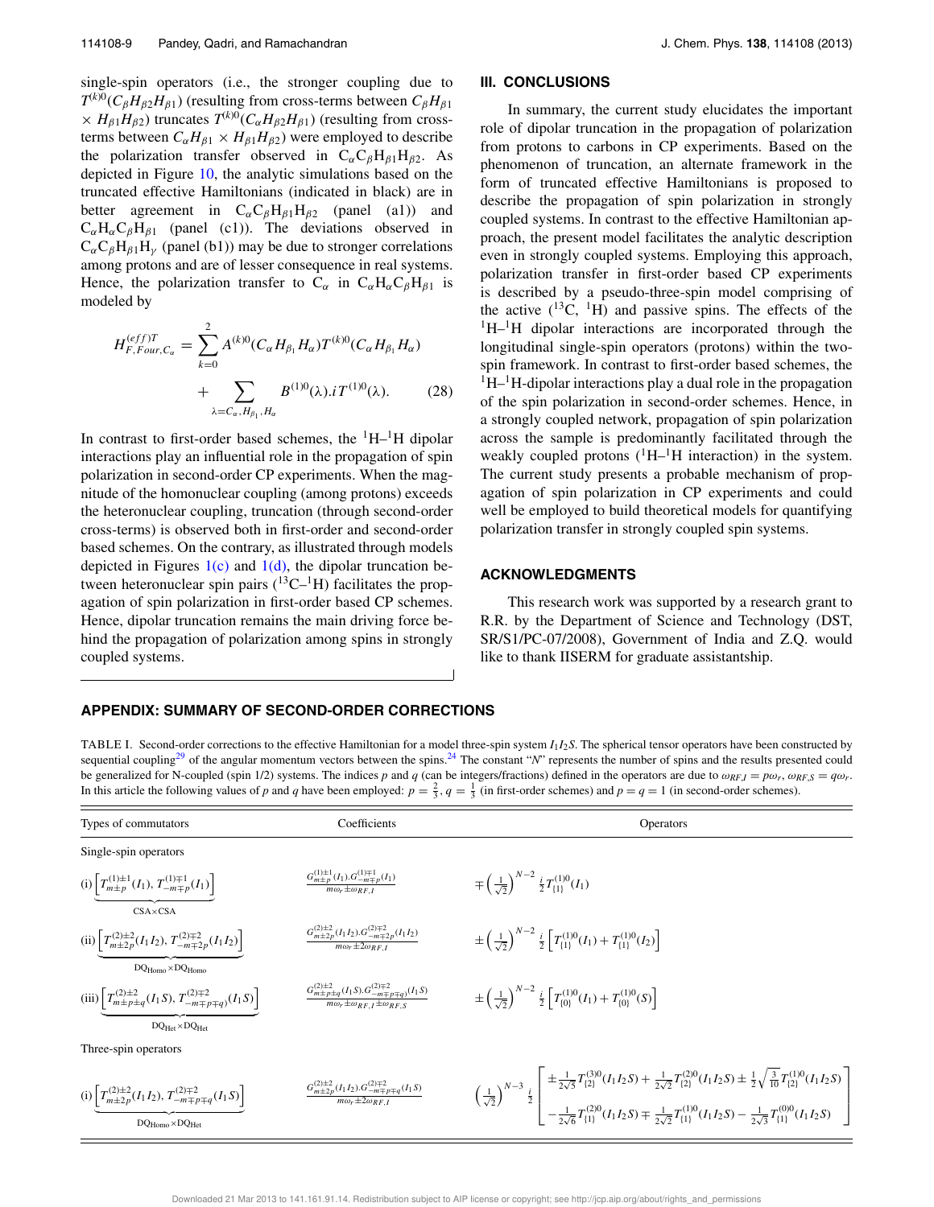single-spin operators (i.e., the stronger coupling due to $T^{(k)0}(C_\beta H_{\beta 2} H_{\beta 1})$ (resulting from cross-terms between $C_\beta H_{\beta 1} \times H_{\beta 1} H_{\beta 2}$) truncates $T^{(k)0}(C_\alpha H_{\beta 2} H_{\beta 1})$ (resulting from cross-terms between $C_\alpha H_{\beta 1} \times H_{\beta 1} H_{\beta 2}$) were employed to describe the polarization transfer observed in $C_\alpha C_\beta H_{\beta 1} H_{\beta 2}$. As depicted in Figure 10, the analytic simulations based on the truncated effective Hamiltonians (indicated in black) are in better agreement in $C_\alpha C_\beta H_{\beta 1} H_{\beta 2}$ (panel (a1)) and $C_\alpha H_\alpha C_\beta H_{\beta 1}$ (panel (c1)). The deviations observed in $C_\alpha C_\beta H_{\beta 1} H_\gamma$ (panel (b1)) may be due to stronger correlations among protons and are of lesser consequence in real systems. Hence, the polarization transfer to $C_\alpha$ in $C_\alpha H_\alpha C_\beta H_{\beta 1}$ is modeled by

$$H^{(eff)T}_{F,Four,C_\alpha} = \sum_{k=0}^{2} A^{(k)0}(C_\alpha H_{\beta_1} H_\alpha) T^{(k)0}(C_\alpha H_{\beta_1} H_\alpha) + \sum_{\lambda = C_\alpha, H_{\beta_1}, H_\alpha} B^{(1)0}(\lambda).iT^{(1)0}(\lambda). \tag{28}$$

In contrast to first-order based schemes, the $^1$H–$^1$H dipolar interactions play an influential role in the propagation of spin polarization in second-order CP experiments. When the magnitude of the homonuclear coupling (among protons) exceeds the heteronuclear coupling, truncation (through second-order cross-terms) is observed both in first-order and second-order based schemes. On the contrary, as illustrated through models depicted in Figures 1(c) and 1(d), the dipolar truncation between heteronuclear spin pairs ($^{13}$C–$^1$H) facilitates the propagation of spin polarization in first-order based CP schemes. Hence, dipolar truncation remains the main driving force behind the propagation of polarization among spins in strongly coupled systems.

## III. CONCLUSIONS

In summary, the current study elucidates the important role of dipolar truncation in the propagation of polarization from protons to carbons in CP experiments. Based on the phenomenon of truncation, an alternate framework in the form of truncated effective Hamiltonians is proposed to describe the propagation of spin polarization in strongly coupled systems. In contrast to the effective Hamiltonian approach, the present model facilitates the analytic description even in strongly coupled systems. Employing this approach, polarization transfer in first-order based CP experiments is described by a pseudo-three-spin model comprising of the active ($^{13}$C, $^1$H) and passive spins. The effects of the $^1$H–$^1$H dipolar interactions are incorporated through the longitudinal single-spin operators (protons) within the two-spin framework. In contrast to first-order based schemes, the $^1$H–$^1$H-dipolar interactions play a dual role in the propagation of the spin polarization in second-order schemes. Hence, in a strongly coupled network, propagation of spin polarization across the sample is predominantly facilitated through the weakly coupled protons ($^1$H–$^1$H interaction) in the system. The current study presents a probable mechanism of propagation of spin polarization in CP experiments and could well be employed to build theoretical models for quantifying polarization transfer in strongly coupled spin systems.

## ACKNOWLEDGMENTS

This research work was supported by a research grant to R.R. by the Department of Science and Technology (DST, SR/S1/PC-07/2008), Government of India and Z.Q. would like to thank IISERM for graduate assistantship.

## APPENDIX: SUMMARY OF SECOND-ORDER CORRECTIONS

TABLE I. Second-order corrections to the effective Hamiltonian for a model three-spin system $I_1 I_2 S$. The spherical tensor operators have been constructed by sequential coupling[29] of the angular momentum vectors between the spins.[24] The constant "$N$" represents the number of spins and the results presented could be generalized for N-coupled (spin 1/2) systems. The indices $p$ and $q$ (can be integers/fractions) defined in the operators are due to $\omega_{RF,I} = p\omega_r$, $\omega_{RF,S} = q\omega_r$. In this article the following values of $p$ and $q$ have been employed: $p = \frac{2}{3}$, $q = \frac{1}{3}$ (in first-order schemes) and $p = q = 1$ (in second-order schemes).

| Types of commutators | Coefficients | Operators |
|---|---|---|
| Single-spin operators | | |
| (i) $\underbrace{\left[T^{(1)\pm 1}_{m\pm p}(I_1), T^{(1)\mp 1}_{-m\mp p}(I_1)\right]}_{\text{CSA}\times\text{CSA}}$ | $\frac{G^{(1)\pm 1}_{m\pm p}(I_1).G^{(1)\mp 1}_{-m\mp p}(I_1)}{m\omega_r \pm \omega_{RF,I}}$ | $\mp\left(\frac{1}{\sqrt{2}}\right)^{N-2} \frac{i}{2} T^{(1)0}_{\{1\}}(I_1)$ |
| (ii) $\underbrace{\left[T^{(2)\pm 2}_{m\pm 2p}(I_1 I_2), T^{(2)\mp 2}_{-m\mp 2p}(I_1 I_2)\right]}_{\text{DQ}_{\text{Homo}}\times\text{DQ}_{\text{Homo}}}$ | $\frac{G^{(2)\pm 2}_{m\pm 2p}(I_1 I_2).G^{(2)\mp 2}_{-m\mp 2p}(I_1 I_2)}{m\omega_r \pm 2\omega_{RF,I}}$ | $\pm\left(\frac{1}{\sqrt{2}}\right)^{N-2} \frac{i}{2}\left[T^{(1)0}_{\{1\}}(I_1) + T^{(1)0}_{\{1\}}(I_2)\right]$ |
| (iii) $\underbrace{\left[T^{(2)\pm 2}_{m\pm p\pm q}(I_1 S), T^{(2)\mp 2}_{-m\mp p\mp q}(I_1 S)\right]}_{\text{DQ}_{\text{Het}}\times\text{DQ}_{\text{Het}}}$ | $\frac{G^{(2)\pm 2}_{m\pm p\pm q}(I_1 S).G^{(2)\mp 2}_{-m\mp p\mp q}(I_1 S)}{m\omega_r \pm \omega_{RF,I} \pm \omega_{RF,S}}$ | $\pm\left(\frac{1}{\sqrt{2}}\right)^{N-2} \frac{i}{2}\left[T^{(1)0}_{\{0\}}(I_1) + T^{(1)0}_{\{0\}}(S)\right]$ |
| Three-spin operators | | |
| (i) $\underbrace{\left[T^{(2)\pm 2}_{m\pm 2p}(I_1 I_2), T^{(2)\mp 2}_{-m\mp p\mp q}(I_1 S)\right]}_{\text{DQ}_{\text{Homo}}\times\text{DQ}_{\text{Het}}}$ | $\frac{G^{(2)\pm 2}_{m\pm 2p}(I_1 I_2).G^{(2)\mp 2}_{-m\mp p\mp q}(I_1 S)}{m\omega_r \pm 2\omega_{RF,I}}$ | $\left(\frac{1}{\sqrt{2}}\right)^{N-3} \frac{i}{2}\left[\begin{array}{l} \pm\frac{1}{2\sqrt{5}} T^{(3)0}_{\{2\}}(I_1 I_2 S) + \frac{1}{2\sqrt{2}} T^{(2)0}_{\{2\}}(I_1 I_2 S) \pm \frac{1}{2}\sqrt{\frac{3}{10}} T^{(1)0}_{\{2\}}(I_1 I_2 S) \\ -\frac{1}{2\sqrt{6}} T^{(2)0}_{\{1\}}(I_1 I_2 S) \mp \frac{1}{2\sqrt{2}} T^{(1)0}_{\{1\}}(I_1 I_2 S) - \frac{1}{2\sqrt{3}} T^{(0)0}_{\{1\}}(I_1 I_2 S) \end{array}\right]$ |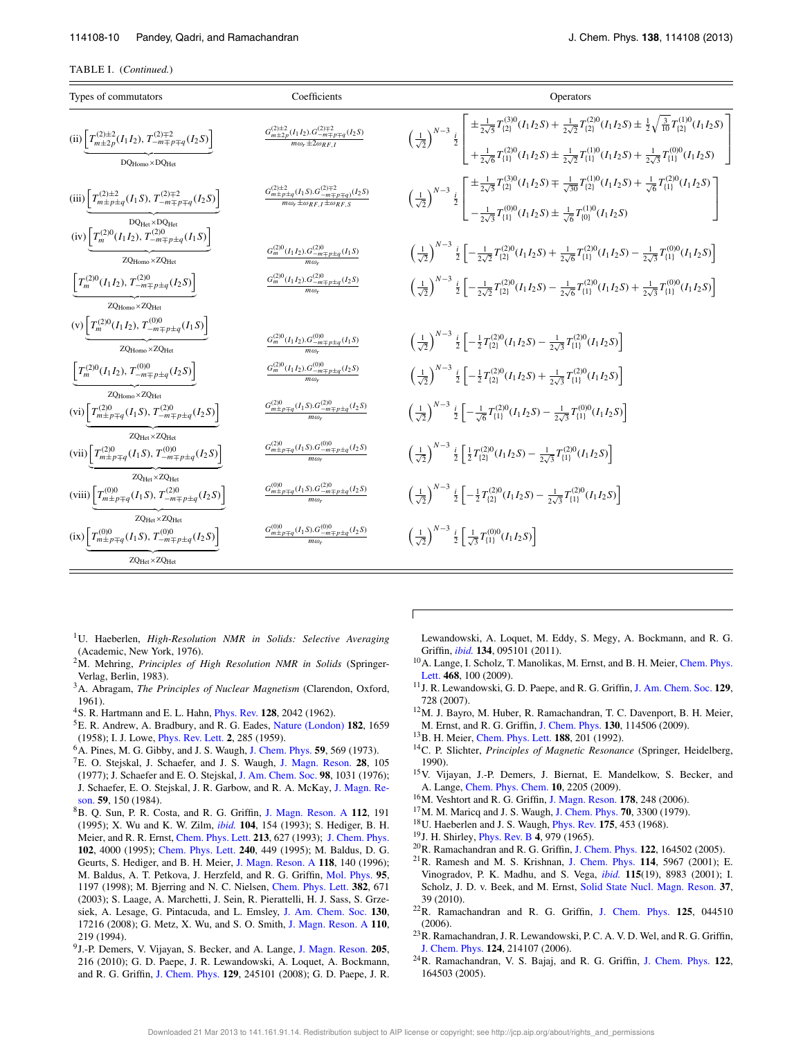TABLE I. (*Continued.*)

| Types of commutators | Coefficients | Operators |
|---|---|---|
| (ii) $\underbrace{\left[T^{(2)\pm 2}_{m\pm 2p}(I_1 I_2),\, T^{(2)\mp 2}_{-m\mp p\mp q}(I_2 S)\right]}_{\text{DQ}_{\text{Homo}}\times\text{DQ}_{\text{Het}}}$ | $\frac{G^{(2)\pm 2}_{m\pm 2p}(I_1 I_2).G^{(2)\mp 2}_{-m\mp p\mp q}(I_2 S)}{m\omega_r \pm 2\omega_{RF,I}}$ | $\left(\frac{1}{\sqrt{2}}\right)^{N-3}\frac{i}{2}\left[\begin{array}{l}\pm\frac{1}{2\sqrt{5}}T^{(3)0}_{\{2\}}(I_1 I_2 S)+\frac{1}{2\sqrt{2}}T^{(2)0}_{\{2\}}(I_1 I_2 S)\pm\frac{1}{2}\sqrt{\frac{3}{10}}T^{(1)0}_{\{2\}}(I_1 I_2 S)\\+\frac{1}{2\sqrt{6}}T^{(2)0}_{\{1\}}(I_1 I_2 S)\pm\frac{1}{2\sqrt{2}}T^{(1)0}_{\{1\}}(I_1 I_2 S)+\frac{1}{2\sqrt{3}}T^{(0)0}_{\{1\}}(I_1 I_2 S)\end{array}\right]$ |
| (iii) $\underbrace{\left[T^{(2)\pm 2}_{m\pm p\pm q}(I_1 S),\, T^{(2)\mp 2}_{-m\mp p\mp q}(I_2 S)\right]}_{\text{DQ}_{\text{Het}}\times\text{DQ}_{\text{Het}}}$ | $\frac{G^{(2)\pm 2}_{m\pm p\pm q}(I_1 S).G^{(2)\mp 2}_{-m\mp p\mp q}(I_2 S)}{m\omega_r \pm\omega_{RF,I}\pm\omega_{RF,S}}$ | $\left(\frac{1}{\sqrt{2}}\right)^{N-3}\frac{i}{2}\left[\begin{array}{l}\pm\frac{1}{2\sqrt{5}}T^{(3)0}_{\{2\}}(I_1 I_2 S)\mp\frac{1}{\sqrt{30}}T^{(1)0}_{\{2\}}(I_1 I_2 S)+\frac{1}{\sqrt{6}}T^{(2)0}_{\{1\}}(I_1 I_2 S)\\-\frac{1}{2\sqrt{3}}T^{(0)0}_{\{1\}}(I_1 I_2 S)\pm\frac{1}{\sqrt{6}}T^{(1)0}_{\{0\}}(I_1 I_2 S)\end{array}\right]$ |
| (iv) $\underbrace{\left[T^{(2)0}_{m}(I_1 I_2),\, T^{(2)0}_{-m\mp p\pm q}(I_1 S)\right]}_{\text{ZQ}_{\text{Homo}}\times\text{ZQ}_{\text{Het}}}$ | $\frac{G^{(2)0}_{m}(I_1 I_2).G^{(2)0}_{-m\mp p\pm q}(I_1 S)}{m\omega_r}$ | $\left(\frac{1}{\sqrt{2}}\right)^{N-3}\frac{i}{2}\left[-\frac{1}{2\sqrt{2}}T^{(2)0}_{\{2\}}(I_1 I_2 S)+\frac{1}{2\sqrt{6}}T^{(2)0}_{\{1\}}(I_1 I_2 S)-\frac{1}{2\sqrt{3}}T^{(0)0}_{\{1\}}(I_1 I_2 S)\right]$ |
| $\underbrace{\left[T^{(2)0}_{m}(I_1 I_2),\, T^{(2)0}_{-m\mp p\pm q}(I_2 S)\right]}_{\text{ZQ}_{\text{Homo}}\times\text{ZQ}_{\text{Het}}}$ | $\frac{G^{(2)0}_{m}(I_1 I_2).G^{(2)0}_{-m\mp p\pm q}(I_2 S)}{m\omega_r}$ | $\left(\frac{1}{\sqrt{2}}\right)^{N-3}\frac{i}{2}\left[-\frac{1}{2\sqrt{2}}T^{(2)0}_{\{2\}}(I_1 I_2 S)-\frac{1}{2\sqrt{6}}T^{(2)0}_{\{1\}}(I_1 I_2 S)+\frac{1}{2\sqrt{3}}T^{(0)0}_{\{1\}}(I_1 I_2 S)\right]$ |
| (v) $\underbrace{\left[T^{(2)0}_{m}(I_1 I_2),\, T^{(0)0}_{-m\mp p\pm q}(I_1 S)\right]}_{\text{ZQ}_{\text{Homo}}\times\text{ZQ}_{\text{Het}}}$ | $\frac{G^{(2)0}_{m}(I_1 I_2).G^{(0)0}_{-m\mp p\pm q}(I_1 S)}{m\omega_r}$ | $\left(\frac{1}{\sqrt{2}}\right)^{N-3}\frac{i}{2}\left[-\frac{1}{2}T^{(2)0}_{\{2\}}(I_1 I_2 S)-\frac{1}{2\sqrt{3}}T^{(2)0}_{\{1\}}(I_1 I_2 S)\right]$ |
| $\underbrace{\left[T^{(2)0}_{m}(I_1 I_2),\, T^{(0)0}_{-m\mp p\pm q}(I_2 S)\right]}_{\text{ZQ}_{\text{Homo}}\times\text{ZQ}_{\text{Het}}}$ | $\frac{G^{(2)0}_{m}(I_1 I_2).G^{(0)0}_{-m\mp p\pm q}(I_2 S)}{m\omega_r}$ | $\left(\frac{1}{\sqrt{2}}\right)^{N-3}\frac{i}{2}\left[-\frac{1}{2}T^{(2)0}_{\{2\}}(I_1 I_2 S)+\frac{1}{2\sqrt{3}}T^{(2)0}_{\{1\}}(I_1 I_2 S)\right]$ |
| (vi) $\underbrace{\left[T^{(2)0}_{m\pm p\mp q}(I_1 S),\, T^{(2)0}_{-m\mp p\pm q}(I_2 S)\right]}_{\text{ZQ}_{\text{Het}}\times\text{ZQ}_{\text{Het}}}$ | $\frac{G^{(2)0}_{m\pm p\mp q}(I_1 S).G^{(2)0}_{-m\mp p\pm q}(I_2 S)}{m\omega_r}$ | $\left(\frac{1}{\sqrt{2}}\right)^{N-3}\frac{i}{2}\left[-\frac{1}{\sqrt{6}}T^{(2)0}_{\{1\}}(I_1 I_2 S)-\frac{1}{2\sqrt{3}}T^{(0)0}_{\{1\}}(I_1 I_2 S)\right]$ |
| (vii) $\underbrace{\left[T^{(2)0}_{m\pm p\mp q}(I_1 S),\, T^{(0)0}_{-m\mp p\pm q}(I_2 S)\right]}_{\text{ZQ}_{\text{Het}}\times\text{ZQ}_{\text{Het}}}$ | $\frac{G^{(2)0}_{m\pm p\mp q}(I_1 S).G^{(0)0}_{-m\mp p\pm q}(I_2 S)}{m\omega_r}$ | $\left(\frac{1}{\sqrt{2}}\right)^{N-3}\frac{i}{2}\left[\frac{1}{2}T^{(2)0}_{\{2\}}(I_1 I_2 S)-\frac{1}{2\sqrt{3}}T^{(2)0}_{\{1\}}(I_1 I_2 S)\right]$ |
| (viii) $\underbrace{\left[T^{(0)0}_{m\pm p\mp q}(I_1 S),\, T^{(2)0}_{-m\mp p\pm q}(I_2 S)\right]}_{\text{ZQ}_{\text{Het}}\times\text{ZQ}_{\text{Het}}}$ | $\frac{G^{(0)0}_{m\pm p\mp q}(I_1 S).G^{(2)0}_{-m\mp p\pm q}(I_2 S)}{m\omega_r}$ | $\left(\frac{1}{\sqrt{2}}\right)^{N-3}\frac{i}{2}\left[-\frac{1}{2}T^{(2)0}_{\{2\}}(I_1 I_2 S)-\frac{1}{2\sqrt{3}}T^{(2)0}_{\{1\}}(I_1 I_2 S)\right]$ |
| (ix) $\underbrace{\left[T^{(0)0}_{m\pm p\mp q}(I_1 S),\, T^{(0)0}_{-m\mp p\pm q}(I_2 S)\right]}_{\text{ZQ}_{\text{Het}}\times\text{ZQ}_{\text{Het}}}$ | $\frac{G^{(0)0}_{m\pm p\mp q}(I_1 S).G^{(0)0}_{-m\mp p\pm q}(I_2 S)}{m\omega_r}$ | $\left(\frac{1}{\sqrt{2}}\right)^{N-3}\frac{i}{2}\left[\frac{1}{\sqrt{3}}T^{(0)0}_{\{1\}}(I_1 I_2 S)\right]$ |

[1] U. Haeberlen, *High-Resolution NMR in Solids: Selective Averaging* (Academic, New York, 1976).

[2] M. Mehring, *Principles of High Resolution NMR in Solids* (Springer-Verlag, Berlin, 1983).

[3] A. Abragam, *The Principles of Nuclear Magnetism* (Clarendon, Oxford, 1961).

[4] S. R. Hartmann and E. L. Hahn, Phys. Rev. **128**, 2042 (1962).

[5] E. R. Andrew, A. Bradbury, and R. G. Eades, Nature (London) **182**, 1659 (1958); I. J. Lowe, Phys. Rev. Lett. **2**, 285 (1959).

[6] A. Pines, M. G. Gibby, and J. S. Waugh, J. Chem. Phys. **59**, 569 (1973).

[7] E. O. Stejskal, J. Schaefer, and J. S. Waugh, J. Magn. Reson. **28**, 105 (1977); J. Schaefer and E. O. Stejskal, J. Am. Chem. Soc. **98**, 1031 (1976); J. Schaefer, E. O. Stejskal, J. R. Garbow, and R. A. McKay, J. Magn. Reson. **59**, 150 (1984).

[8] B. Q. Sun, P. R. Costa, and R. G. Griffin, J. Magn. Reson. A **112**, 191 (1995); X. Wu and K. W. Zilm, *ibid.* **104**, 154 (1993); S. Hediger, B. H. Meier, and R. R. Ernst, Chem. Phys. Lett. **213**, 627 (1993); J. Chem. Phys. **102**, 4000 (1995); Chem. Phys. Lett. **240**, 449 (1995); M. Baldus, D. G. Geurts, S. Hediger, and B. H. Meier, J. Magn. Reson. A **118**, 140 (1996); M. Baldus, A. T. Petkova, J. Herzfeld, and R. G. Griffin, Mol. Phys. **95**, 1197 (1998); M. Bjerring and N. C. Nielsen, Chem. Phys. Lett. **382**, 671 (2003); S. Laage, A. Marchetti, J. Sein, R. Pierattelli, H. J. Sass, S. Grzesiek, A. Lesage, G. Pintacuda, and L. Emsley, J. Am. Chem. Soc. **130**, 17216 (2008); G. Metz, X. Wu, and S. O. Smith, J. Magn. Reson. A **110**, 219 (1994).

[9] J.-P. Demers, V. Vijayan, S. Becker, and A. Lange, J. Magn. Reson. **205**, 216 (2010); G. D. Paepe, J. R. Lewandowski, A. Loquet, A. Bockmann, and R. G. Griffin, J. Chem. Phys. **129**, 245101 (2008); G. D. Paepe, J. R. Lewandowski, A. Loquet, M. Eddy, S. Megy, A. Bockmann, and R. G. Griffin, *ibid.* **134**, 095101 (2011).

[10] A. Lange, I. Scholz, T. Manolikas, M. Ernst, and B. H. Meier, Chem. Phys. Lett. **468**, 100 (2009).

[11] J. R. Lewandowski, G. D. Paepe, and R. G. Griffin, J. Am. Chem. Soc. **129**, 728 (2007).

[12] M. J. Bayro, M. Huber, R. Ramachandran, T. C. Davenport, B. H. Meier, M. Ernst, and R. G. Griffin, J. Chem. Phys. **130**, 114506 (2009).

[13] B. H. Meier, Chem. Phys. Lett. **188**, 201 (1992).

[14] C. P. Slichter, *Principles of Magnetic Resonance* (Springer, Heidelberg, 1990).

[15] V. Vijayan, J.-P. Demers, J. Biernat, E. Mandelkow, S. Becker, and A. Lange, Chem. Phys. Chem. **10**, 2205 (2009).

[16] M. Veshtort and R. G. Griffin, J. Magn. Reson. **178**, 248 (2006).

[17] M. M. Maricq and J. S. Waugh, J. Chem. Phys. **70**, 3300 (1979).

[18] U. Haeberlen and J. S. Waugh, Phys. Rev. **175**, 453 (1968).

[19] J. H. Shirley, Phys. Rev. B **4**, 979 (1965).

[20] R. Ramachandran and R. G. Griffin, J. Chem. Phys. **122**, 164502 (2005).

[21] R. Ramesh and M. S. Krishnan, J. Chem. Phys. **114**, 5967 (2001); E. Vinogradov, P. K. Madhu, and S. Vega, *ibid.* **115**(19), 8983 (2001); I. Scholz, J. D. v. Beek, and M. Ernst, Solid State Nucl. Magn. Reson. **37**, 39 (2010).

[22] R. Ramachandran and R. G. Griffin, J. Chem. Phys. **125**, 044510 (2006).

[23] R. Ramachandran, J. R. Lewandowski, P. C. A. V. D. Wel, and R. G. Griffin, J. Chem. Phys. **124**, 214107 (2006).

[24] R. Ramachandran, V. S. Bajaj, and R. G. Griffin, J. Chem. Phys. **122**, 164503 (2005).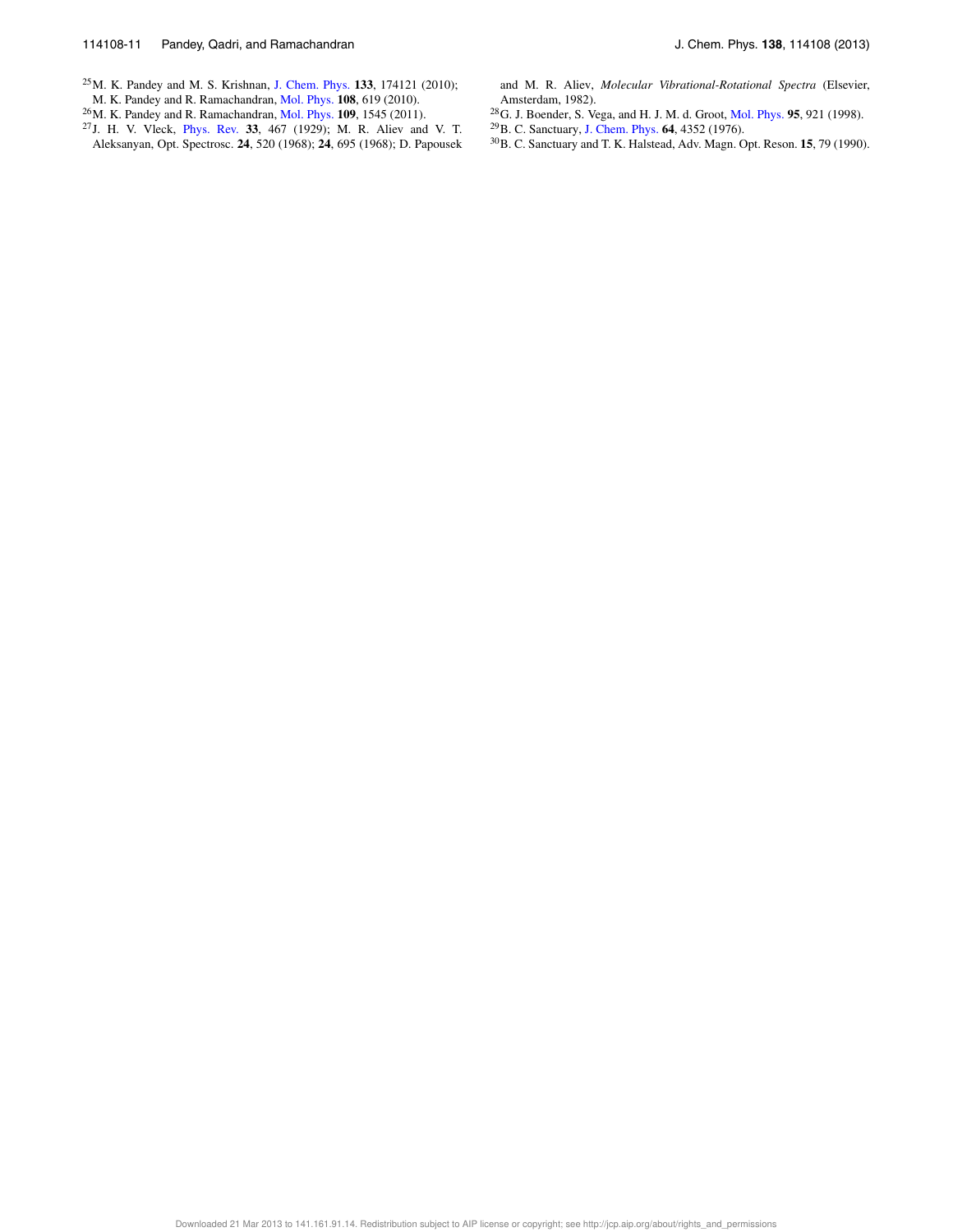[25] M. K. Pandey and M. S. Krishnan, J. Chem. Phys. **133**, 174121 (2010); M. K. Pandey and R. Ramachandran, Mol. Phys. **108**, 619 (2010).

[26] M. K. Pandey and R. Ramachandran, Mol. Phys. **109**, 1545 (2011).

[27] J. H. V. Vleck, Phys. Rev. **33**, 467 (1929); M. R. Aliev and V. T. Aleksanyan, Opt. Spectrosc. **24**, 520 (1968); **24**, 695 (1968); D. Papousek and M. R. Aliev, *Molecular Vibrational-Rotational Spectra* (Elsevier, Amsterdam, 1982).

[28] G. J. Boender, S. Vega, and H. J. M. d. Groot, Mol. Phys. **95**, 921 (1998).

[29] B. C. Sanctuary, J. Chem. Phys. **64**, 4352 (1976).

[30] B. C. Sanctuary and T. K. Halstead, Adv. Magn. Opt. Reson. **15**, 79 (1990).